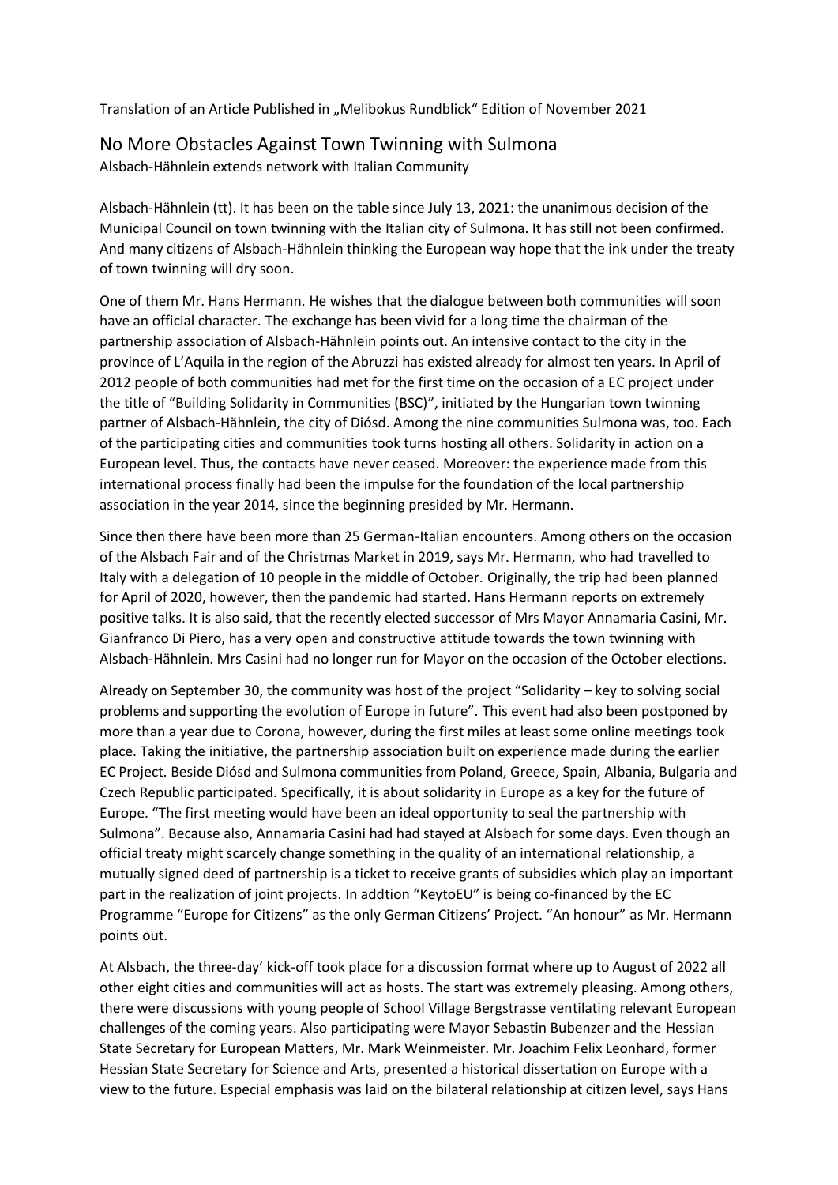Translation of an Article Published in „Melibokus Rundblick" Edition of November 2021

# No More Obstacles Against Town Twinning with Sulmona

Alsbach-Hähnlein extends network with Italian Community

Alsbach-Hähnlein (tt). It has been on the table since July 13, 2021: the unanimous decision of the Municipal Council on town twinning with the Italian city of Sulmona. It has still not been confirmed. And many citizens of Alsbach-Hähnlein thinking the European way hope that the ink under the treaty of town twinning will dry soon.

One of them Mr. Hans Hermann. He wishes that the dialogue between both communities will soon have an official character. The exchange has been vivid for a long time the chairman of the partnership association of Alsbach-Hähnlein points out. An intensive contact to the city in the province of L'Aquila in the region of the Abruzzi has existed already for almost ten years. In April of 2012 people of both communities had met for the first time on the occasion of a EC project under the title of "Building Solidarity in Communities (BSC)", initiated by the Hungarian town twinning partner of Alsbach-Hähnlein, the city of Diósd. Among the nine communities Sulmona was, too. Each of the participating cities and communities took turns hosting all others. Solidarity in action on a European level. Thus, the contacts have never ceased. Moreover: the experience made from this international process finally had been the impulse for the foundation of the local partnership association in the year 2014, since the beginning presided by Mr. Hermann.

Since then there have been more than 25 German-Italian encounters. Among others on the occasion of the Alsbach Fair and of the Christmas Market in 2019, says Mr. Hermann, who had travelled to Italy with a delegation of 10 people in the middle of October. Originally, the trip had been planned for April of 2020, however, then the pandemic had started. Hans Hermann reports on extremely positive talks. It is also said, that the recently elected successor of Mrs Mayor Annamaria Casini, Mr. Gianfranco Di Piero, has a very open and constructive attitude towards the town twinning with Alsbach-Hähnlein. Mrs Casini had no longer run for Mayor on the occasion of the October elections.

Already on September 30, the community was host of the project "Solidarity – key to solving social problems and supporting the evolution of Europe in future". This event had also been postponed by more than a year due to Corona, however, during the first miles at least some online meetings took place. Taking the initiative, the partnership association built on experience made during the earlier EC Project. Beside Diósd and Sulmona communities from Poland, Greece, Spain, Albania, Bulgaria and Czech Republic participated. Specifically, it is about solidarity in Europe as a key for the future of Europe. "The first meeting would have been an ideal opportunity to seal the partnership with Sulmona". Because also, Annamaria Casini had had stayed at Alsbach for some days. Even though an official treaty might scarcely change something in the quality of an international relationship, a mutually signed deed of partnership is a ticket to receive grants of subsidies which play an important part in the realization of joint projects. In addtion "KeytoEU" is being co-financed by the EC Programme "Europe for Citizens" as the only German Citizens' Project. "An honour" as Mr. Hermann points out.

At Alsbach, the three-day' kick-off took place for a discussion format where up to August of 2022 all other eight cities and communities will act as hosts. The start was extremely pleasing. Among others, there were discussions with young people of School Village Bergstrasse ventilating relevant European challenges of the coming years. Also participating were Mayor Sebastin Bubenzer and the Hessian State Secretary for European Matters, Mr. Mark Weinmeister. Mr. Joachim Felix Leonhard, former Hessian State Secretary for Science and Arts, presented a historical dissertation on Europe with a view to the future. Especial emphasis was laid on the bilateral relationship at citizen level, says Hans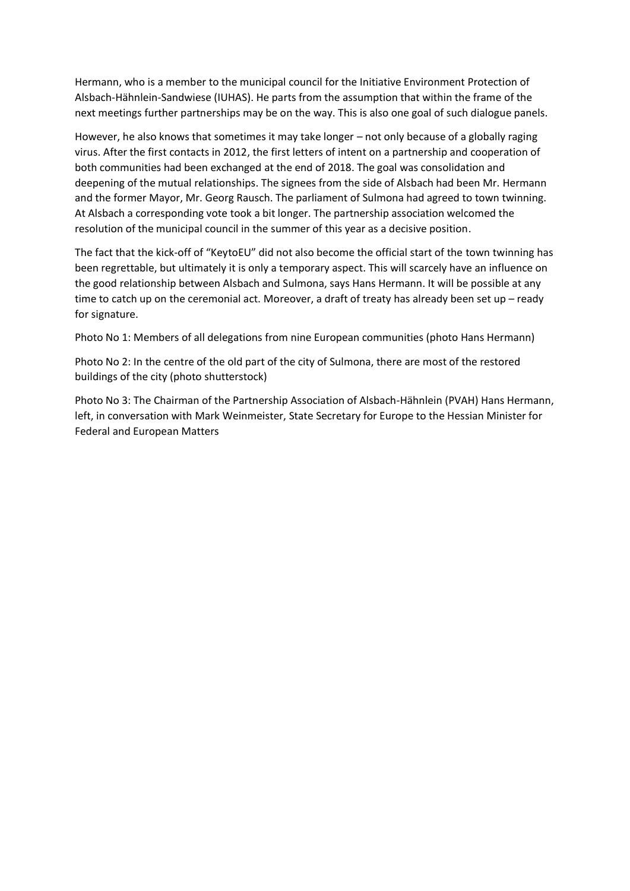Hermann, who is a member to the municipal council for the Initiative Environment Protection of Alsbach-Hähnlein-Sandwiese (IUHAS). He parts from the assumption that within the frame of the next meetings further partnerships may be on the way. This is also one goal of such dialogue panels.

However, he also knows that sometimes it may take longer – not only because of a globally raging virus. After the first contacts in 2012, the first letters of intent on a partnership and cooperation of both communities had been exchanged at the end of 2018. The goal was consolidation and deepening of the mutual relationships. The signees from the side of Alsbach had been Mr. Hermann and the former Mayor, Mr. Georg Rausch. The parliament of Sulmona had agreed to town twinning. At Alsbach a corresponding vote took a bit longer. The partnership association welcomed the resolution of the municipal council in the summer of this year as a decisive position.

The fact that the kick-off of "KeytoEU" did not also become the official start of the town twinning has been regrettable, but ultimately it is only a temporary aspect. This will scarcely have an influence on the good relationship between Alsbach and Sulmona, says Hans Hermann. It will be possible at any time to catch up on the ceremonial act. Moreover, a draft of treaty has already been set up – ready for signature.

Photo No 1: Members of all delegations from nine European communities (photo Hans Hermann)

Photo No 2: In the centre of the old part of the city of Sulmona, there are most of the restored buildings of the city (photo shutterstock)

Photo No 3: The Chairman of the Partnership Association of Alsbach-Hähnlein (PVAH) Hans Hermann, left, in conversation with Mark Weinmeister, State Secretary for Europe to the Hessian Minister for Federal and European Matters